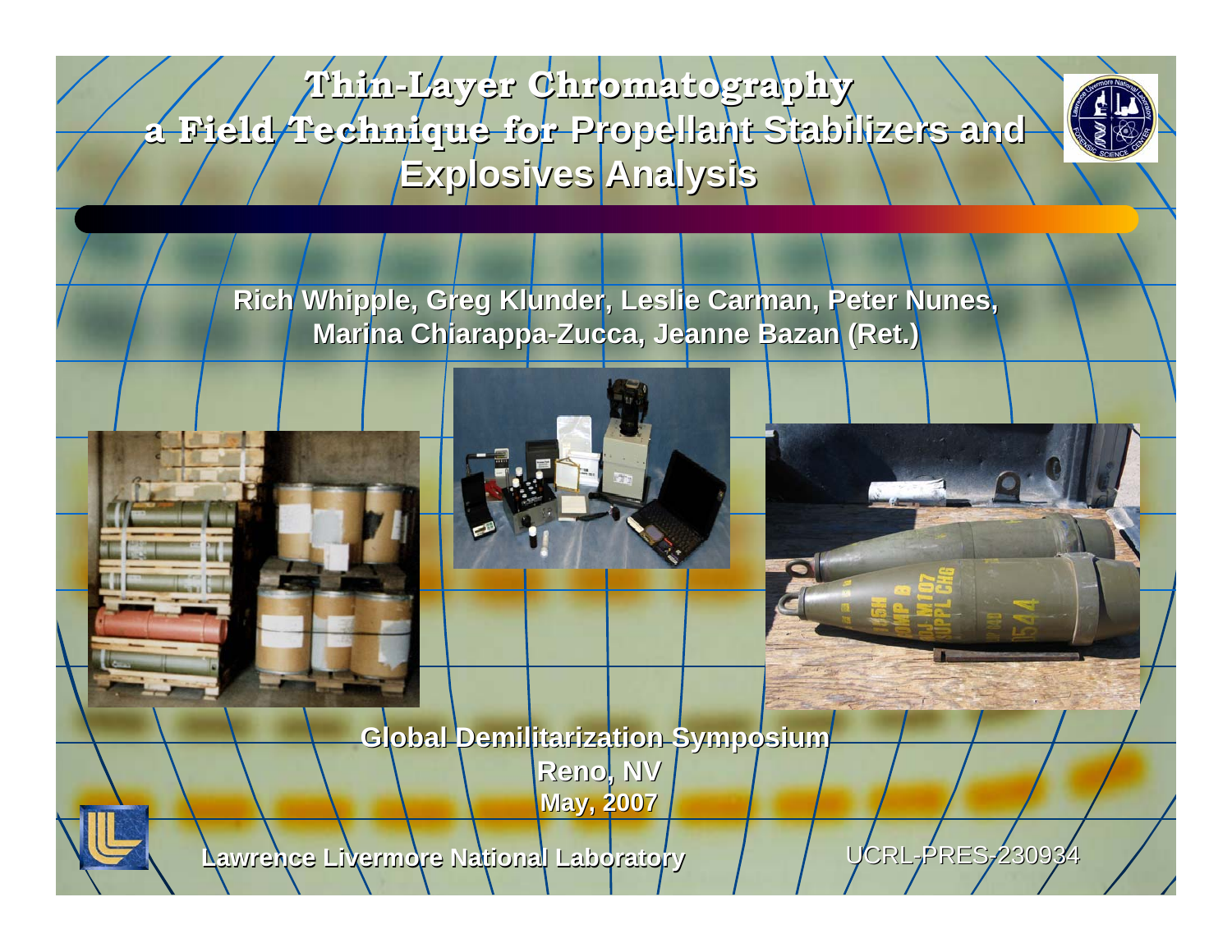# Thin-Layer Chromatography a Field Technique for Propellant Stabilizers and Explosives Analysis

Rich Whipple, Greg Klunder, Leslie Carman, Peter Nunes, Marina Chiarappa-Zucca, Jeanne Bazan (Ret.)

Global Demilitarization Symposium
Reno, NV
May, 2007

Lawrence Livermore National Laboratory

UCRL-PRES-230934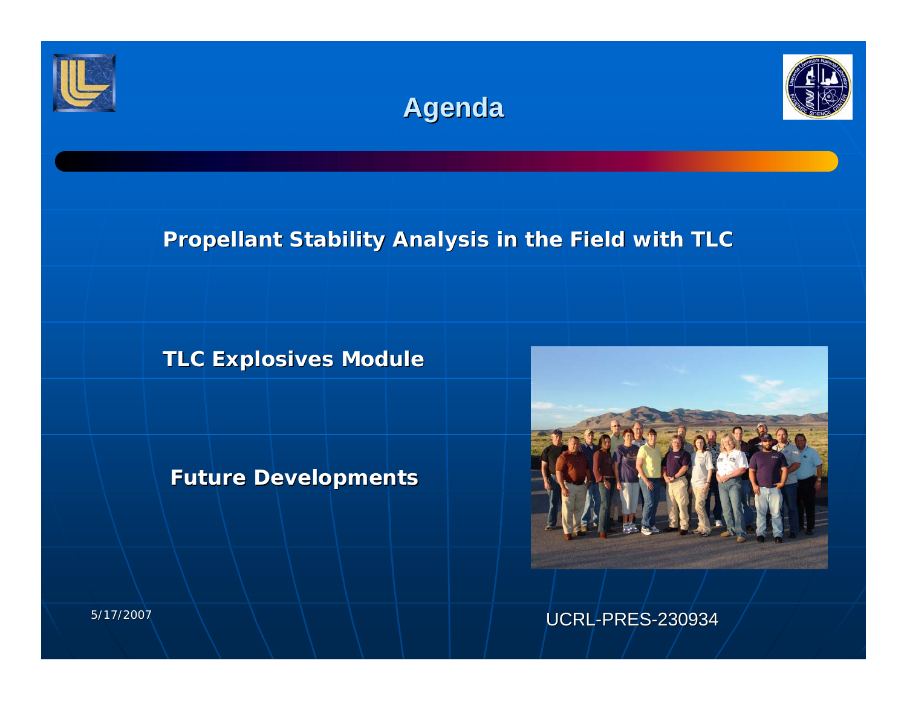# Agenda

**Propellant Stability Analysis in the Field with TLC**

**TLC Explosives Module**

**Future Developments**

5/17/2007

UCRL-PRES-230934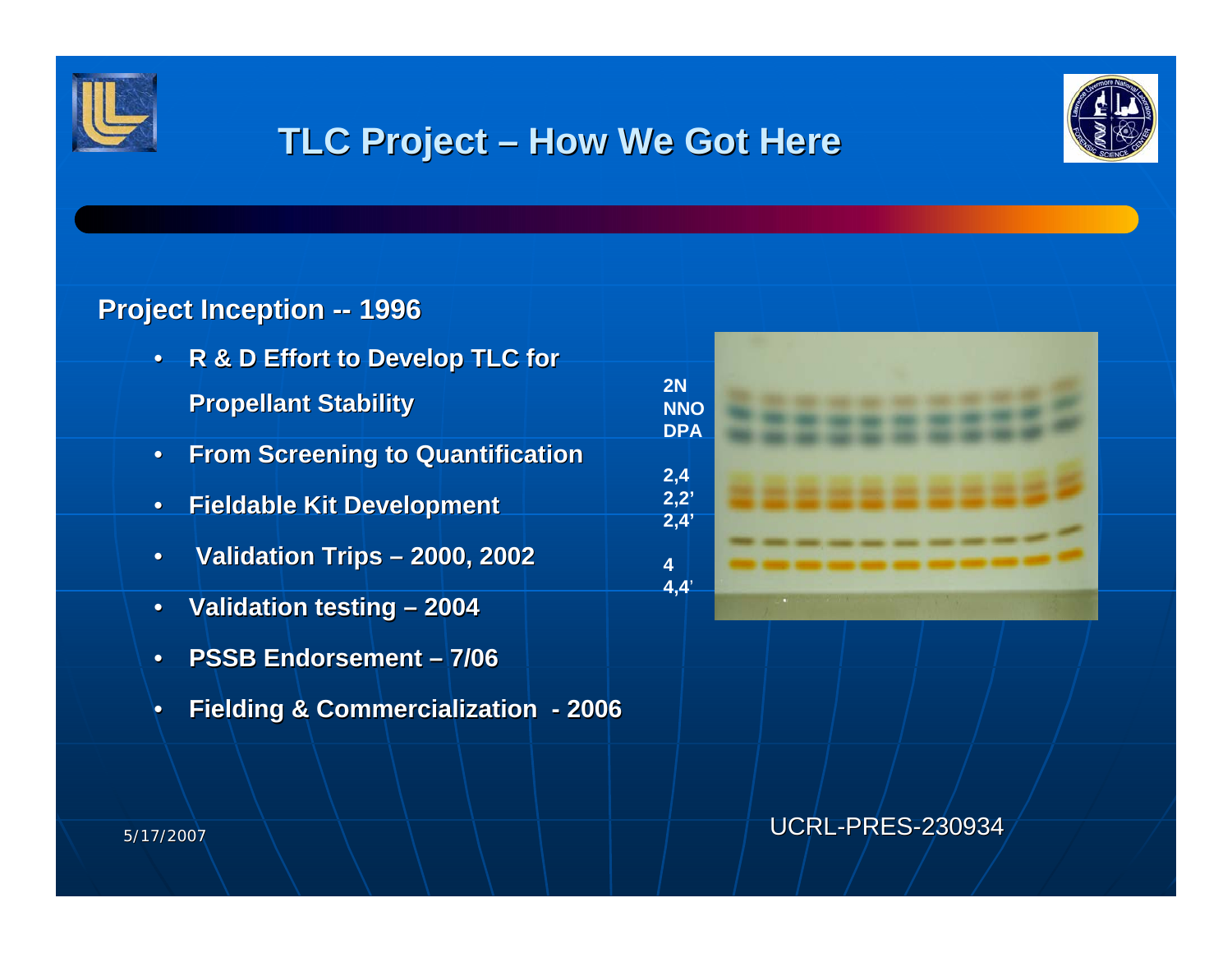# TLC Project – How We Got Here

## Project Inception -- 1996

- R & D Effort to Develop TLC for Propellant Stability
- From Screening to Quantification
- Fieldable Kit Development
- Validation Trips – 2000, 2002
- Validation testing – 2004
- PSSB Endorsement – 7/06
- Fielding & Commercialization - 2006

2N
NNO
DPA

2,4
2,2'
2,4'

4
4,4'

5/17/2007

UCRL-PRES-230934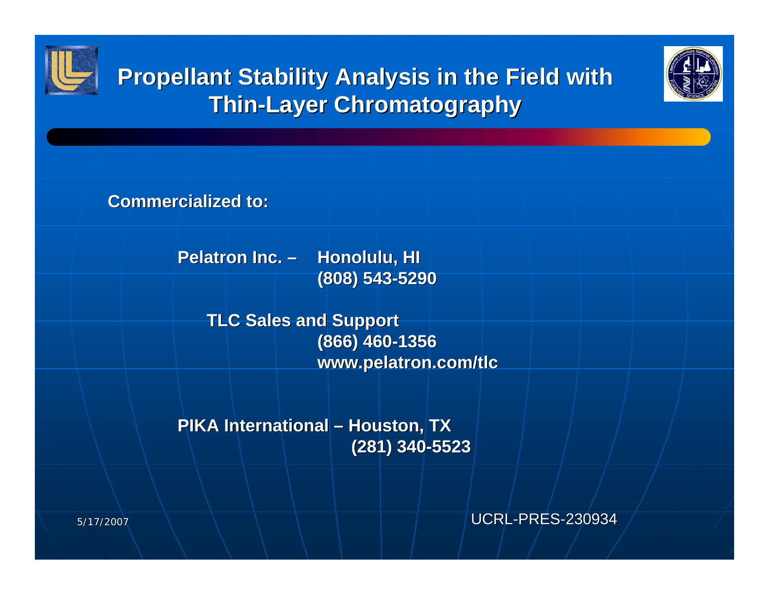# Propellant Stability Analysis in the Field with Thin-Layer Chromatography

**Commercialized to:**

**Pelatron Inc. – Honolulu, HI**
**(808) 543-5290**

**TLC Sales and Support**
**(866) 460-1356**
**www.pelatron.com/tlc**

**PIKA International – Houston, TX**
**(281) 340-5523**

5/17/2007

UCRL-PRES-230934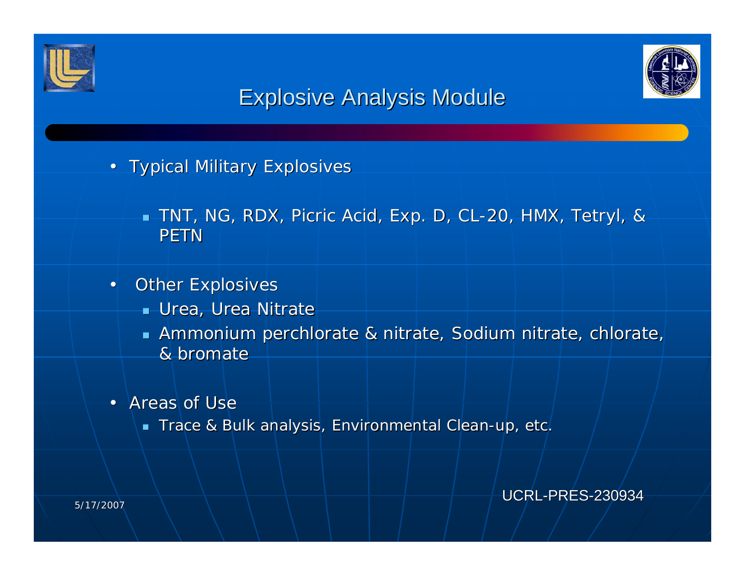# Explosive Analysis Module

- Typical Military Explosives
  - TNT, NG, RDX, Picric Acid, Exp. D, CL-20, HMX, Tetryl, & PETN
- Other Explosives
  - Urea, Urea Nitrate
  - Ammonium perchlorate & nitrate, Sodium nitrate, chlorate, & bromate
- Areas of Use
  - Trace & Bulk analysis, Environmental Clean-up, etc.

5/17/2007

UCRL-PRES-230934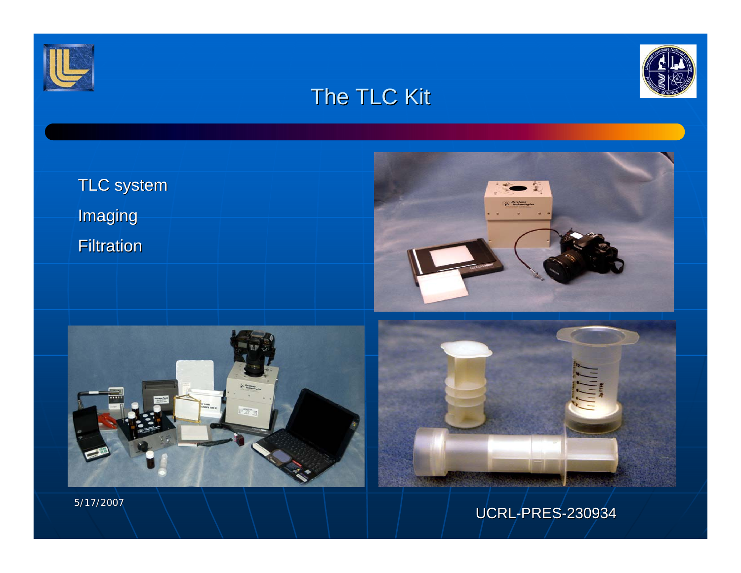# The TLC Kit

- TLC system
- Imaging
- Filtration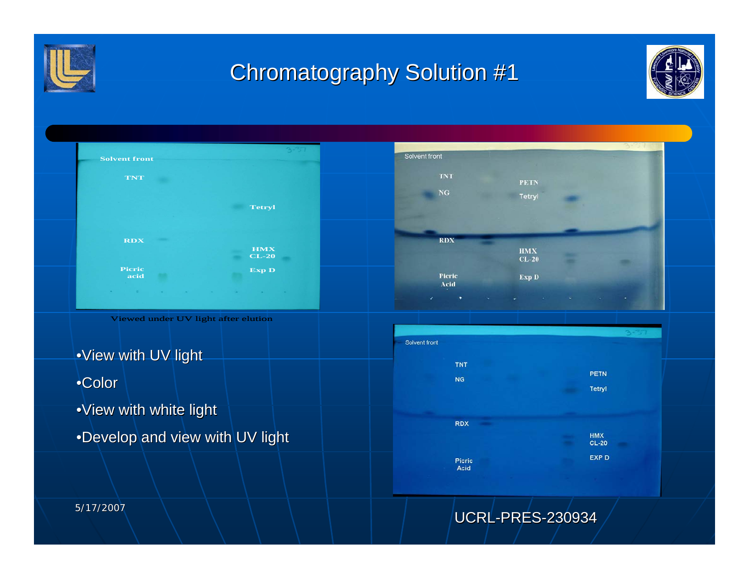# Chromatography Solution #1

Solvent front

TNT

Tetryl

RDX

HMX
CL-20

Picric
acid

Exp D

Viewed under UV light after elution

Solvent front

TNT

NG

PETN

Tetryl

RDX

HMX
CL-20

Picric
Acid

Exp D

Solvent front

TNT

NG

PETN

Tetryl

RDX

HMX
CL-20

Picric
Acid

EXP D

- View with UV light
- Color
- View with white light
- Develop and view with UV light

5/17/2007

UCRL-PRES-230934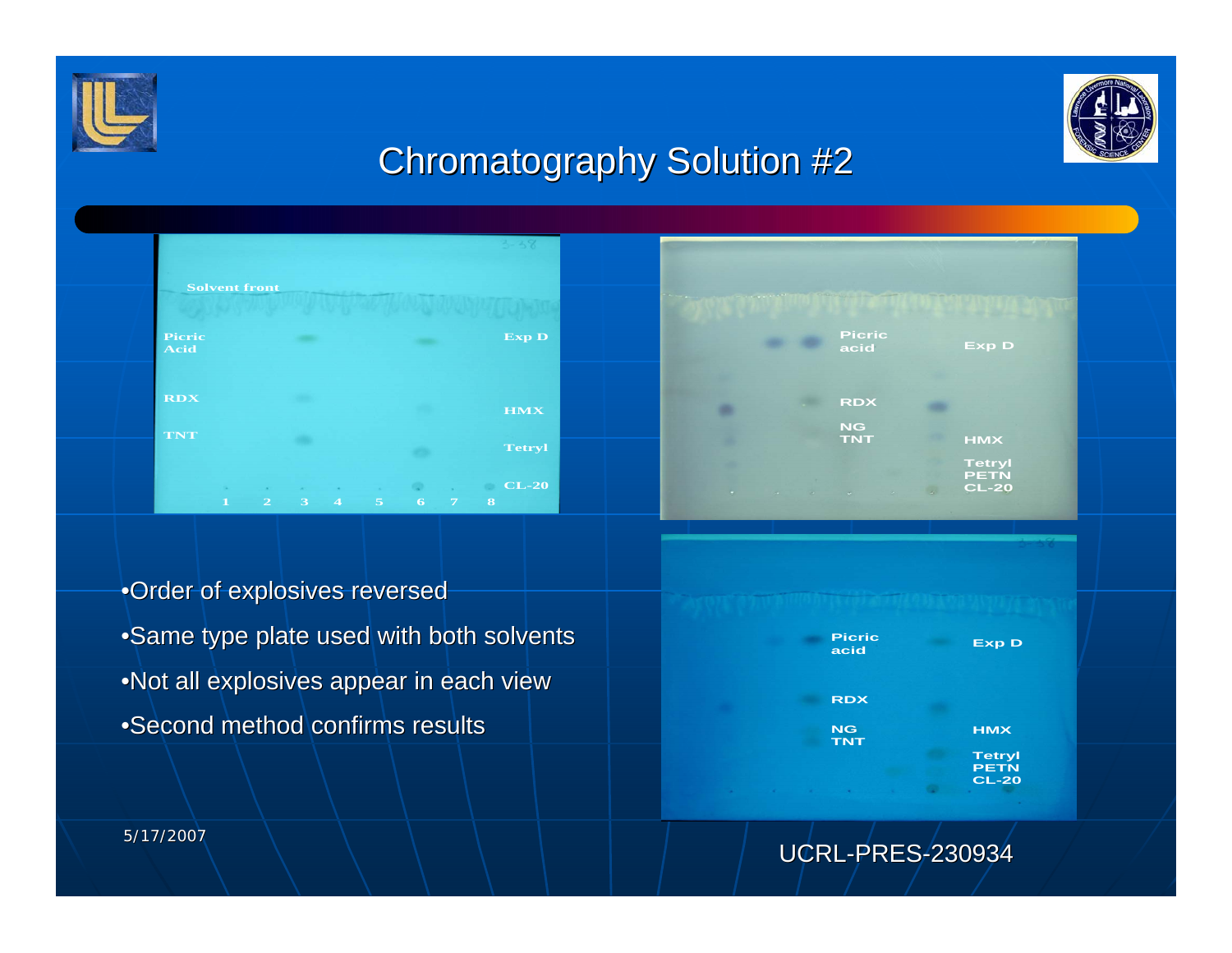# Chromatography Solution #2

Solvent front

Picric Acid

RDX

TNT

Exp D

HMX

Tetryl

CL-20

1 2 3 4 5 6 7 8

Picric acid

RDX

NG TNT

Exp D

HMX

Tetryl PETN CL-20

Picric acid

RDX

NG TNT

Exp D

HMX

Tetryl PETN CL-20

- Order of explosives reversed
- Same type plate used with both solvents
- Not all explosives appear in each view
- Second method confirms results

5/17/2007

UCRL-PRES-230934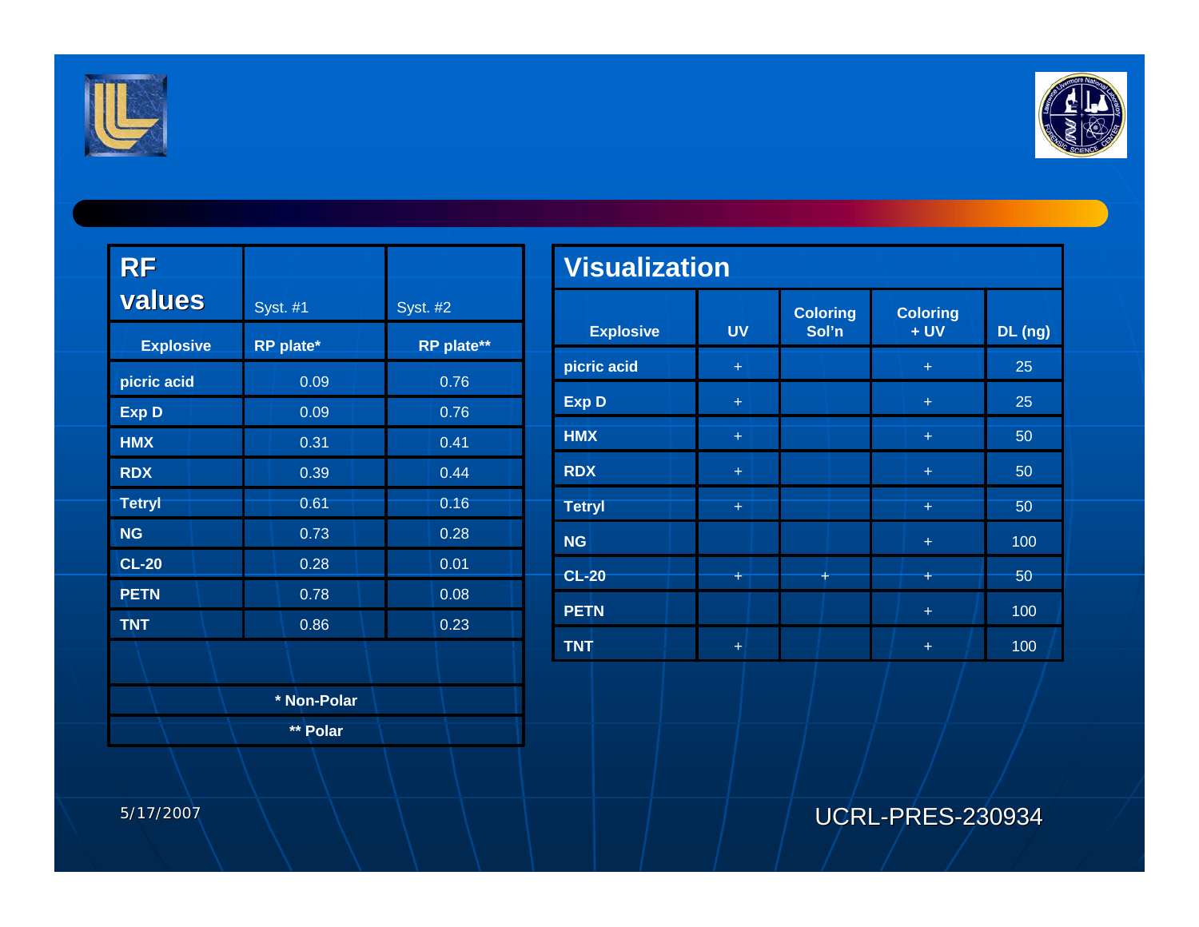| RF values | Syst. #1 | Syst. #2 |
|---|---|---|
| Explosive | RP plate* | RP plate** |
| picric acid | 0.09 | 0.76 |
| Exp D | 0.09 | 0.76 |
| HMX | 0.31 | 0.41 |
| RDX | 0.39 | 0.44 |
| Tetryl | 0.61 | 0.16 |
| NG | 0.73 | 0.28 |
| CL-20 | 0.28 | 0.01 |
| PETN | 0.78 | 0.08 |
| TNT | 0.86 | 0.23 |

* Non-Polar

** Polar

## Visualization

| Explosive | UV | Coloring Sol'n | Coloring + UV | DL (ng) |
|---|---|---|---|---|
| picric acid | + | | + | 25 |
| Exp D | + | | + | 25 |
| HMX | + | | + | 50 |
| RDX | + | | + | 50 |
| Tetryl | + | | + | 50 |
| NG | | | + | 100 |
| CL-20 | + | + | + | 50 |
| PETN | | | + | 100 |
| TNT | + | | + | 100 |

5/17/2007

UCRL-PRES-230934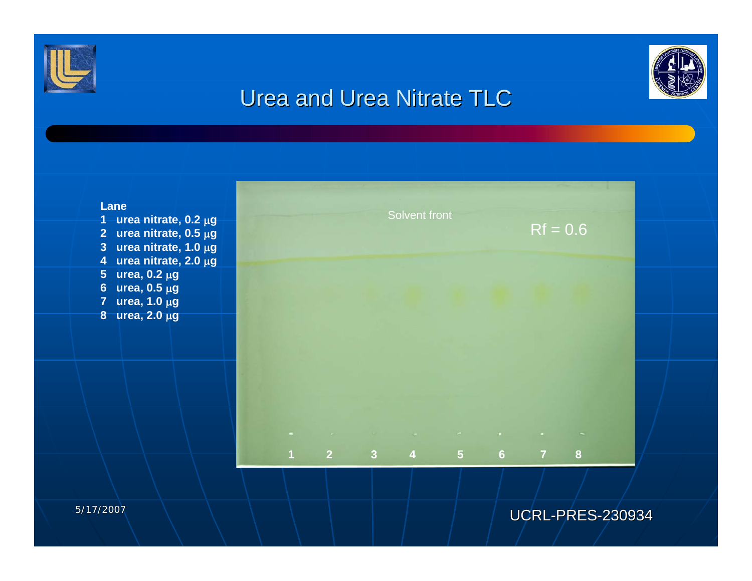# Urea and Urea Nitrate TLC

**Lane**

1. **urea nitrate, 0.2 µg**
2. **urea nitrate, 0.5 µg**
3. **urea nitrate, 1.0 µg**
4. **urea nitrate, 2.0 µg**
5. **urea, 0.2 µg**
6. **urea, 0.5 µg**
7. **urea, 1.0 µg**
8. **urea, 2.0 µg**

Solvent front

Rf = 0.6

1 2 3 4 5 6 7 8

5/17/2007

UCRL-PRES-230934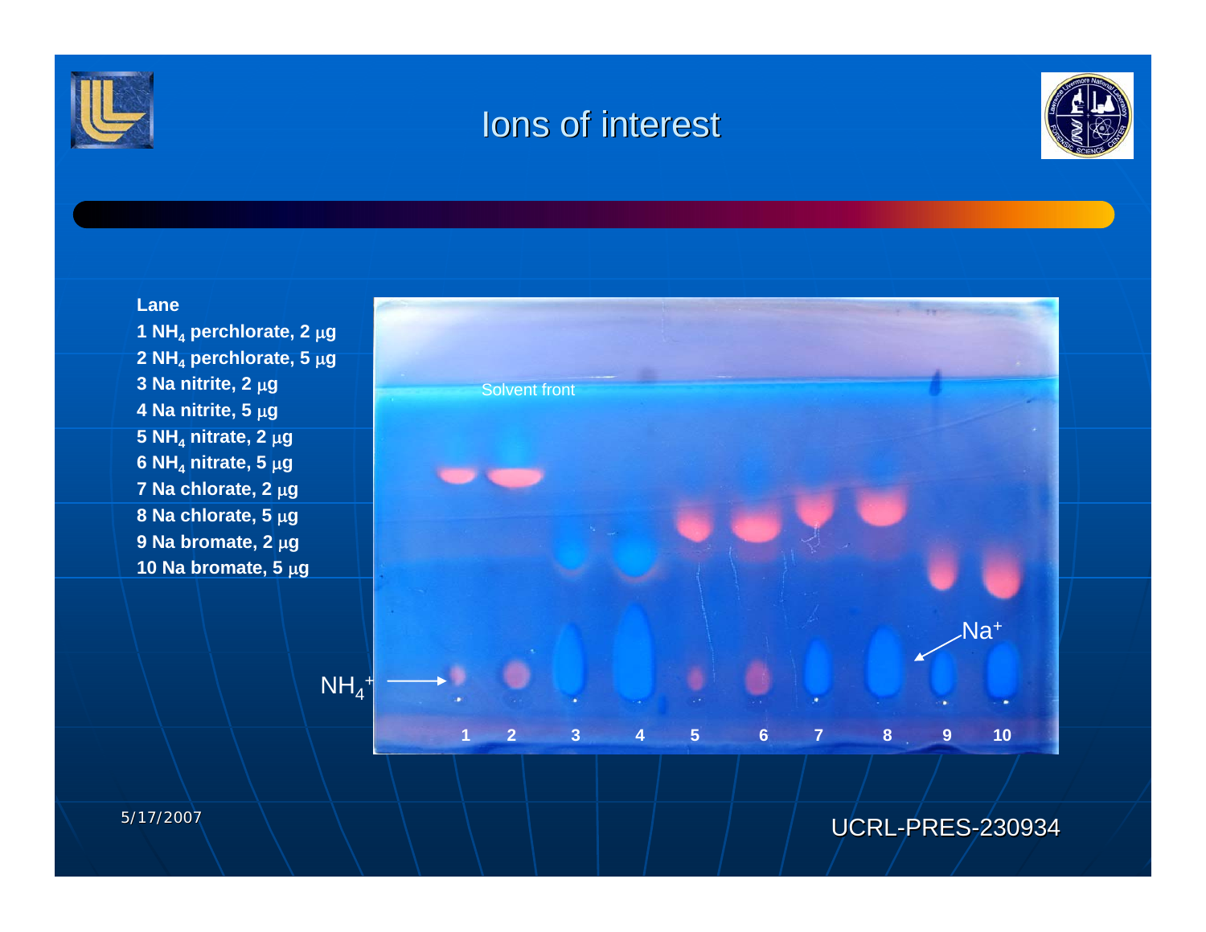# Ions of interest

**Lane**

**1 $NH_4$ perchlorate, 2 µg**
**2 $NH_4$ perchlorate, 5 µg**
**3 Na nitrite, 2 µg**
**4 Na nitrite, 5 µg**
**5 $NH_4$ nitrate, 2 µg**
**6 $NH_4$ nitrate, 5 µg**
**7 Na chlorate, 2 µg**
**8 Na chlorate, 5 µg**
**9 Na bromate, 2 µg**
**10 Na bromate, 5 µg**

Solvent front

$NH_4^+$

$Na^+$

1 2 3 4 5 6 7 8 9 10

5/17/2007

UCRL-PRES-230934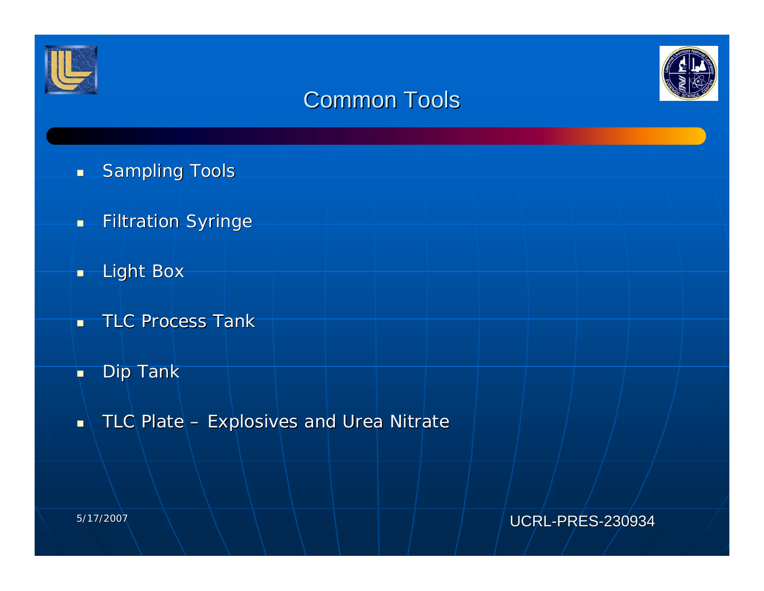# Common Tools

- Sampling Tools
- Filtration Syringe
- Light Box
- TLC Process Tank
- Dip Tank
- TLC Plate – Explosives and Urea Nitrate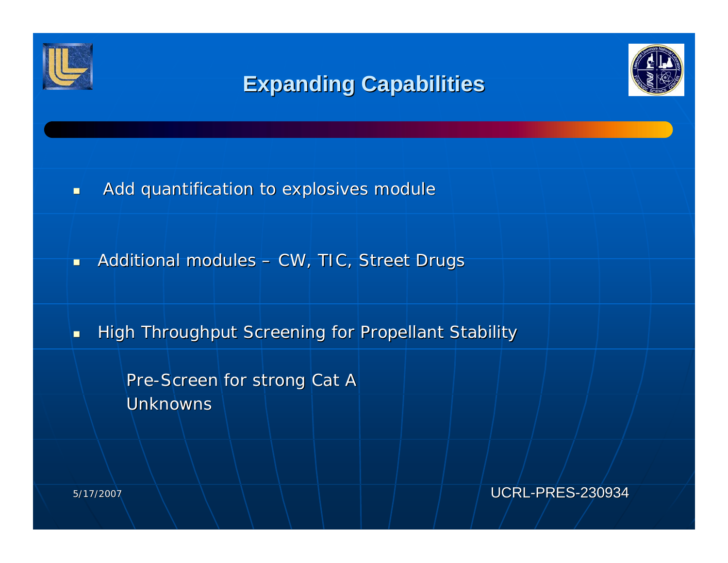# Expanding Capabilities

- Add quantification to explosives module
- Additional modules – CW, TIC, Street Drugs
- High Throughput Screening for Propellant Stability

    Pre-Screen for strong Cat A
    Unknowns

5/17/2007

UCRL-PRES-230934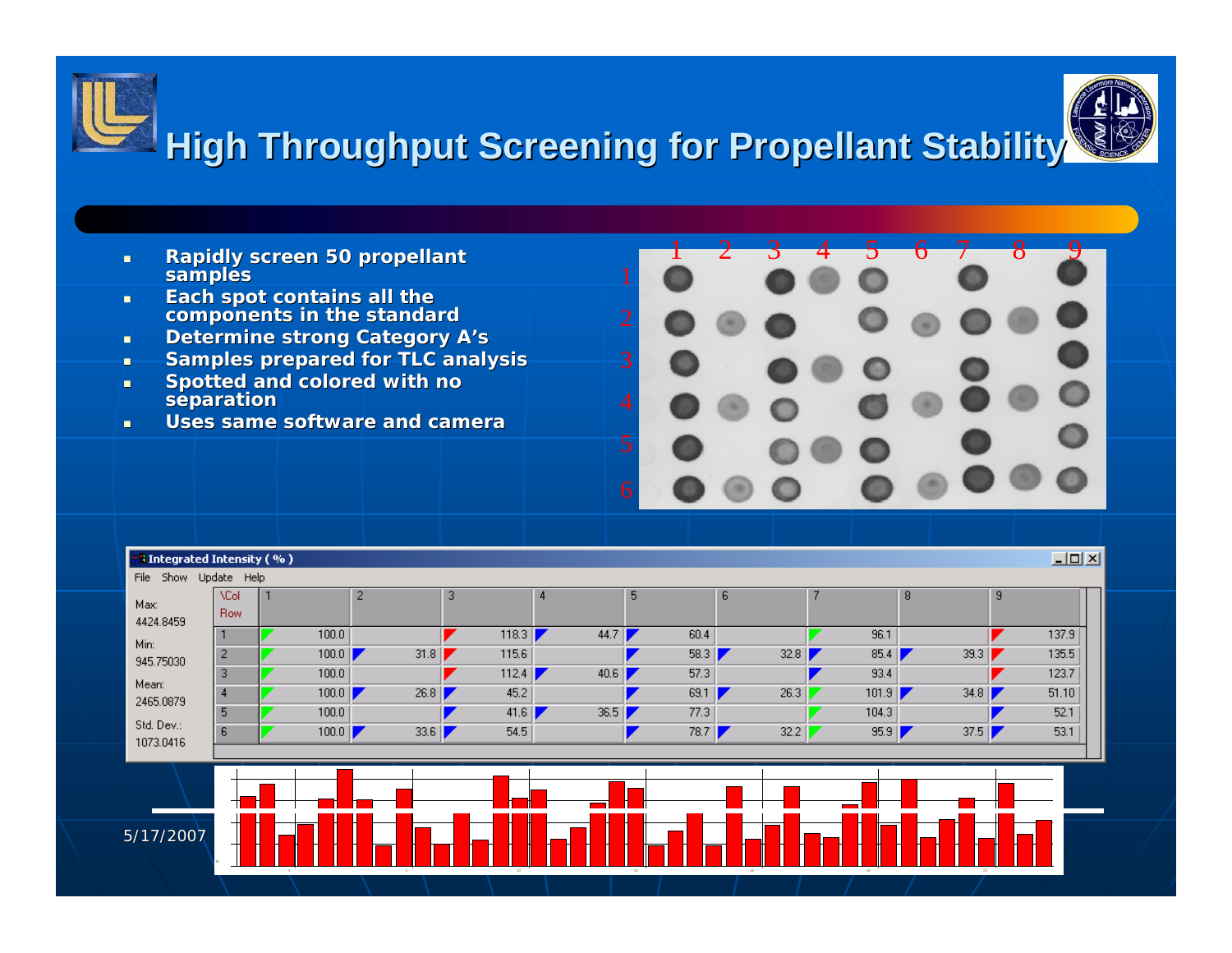# High Throughput Screening for Propellant Stability

- Rapidly screen 50 propellant samples
- Each spot contains all the components in the standard
- Determine strong Category A's
- Samples prepared for TLC analysis
- Spotted and colored with no separation
- Uses same software and camera

**Integrated Intensity ( % )**

File Show Update Help

Max: 4424.8459
Min: 945.75030
Mean: 2465.0879
Std. Dev.: 1073.0416

| \Col Row | 1 | 2 | 3 | 4 | 5 | 6 | 7 | 8 | 9 |
|---|---|---|---|---|---|---|---|---|---|
| 1 | 100.0 | | 118.3 | 44.7 | 60.4 | | 96.1 | | 137.9 |
| 2 | 100.0 | 31.8 | 115.6 | | 58.3 | 32.8 | 85.4 | 39.3 | 135.5 |
| 3 | 100.0 | | 112.4 | 40.6 | 57.3 | | 93.4 | | 123.7 |
| 4 | 100.0 | 26.8 | 45.2 | | 69.1 | 26.3 | 101.9 | 34.8 | 51.10 |
| 5 | 100.0 | | 41.6 | 36.5 | 77.3 | | 104.3 | | 52.1 |
| 6 | 100.0 | 33.6 | 54.5 | | 78.7 | 32.2 | 95.9 | 37.5 | 53.1 |

5/17/2007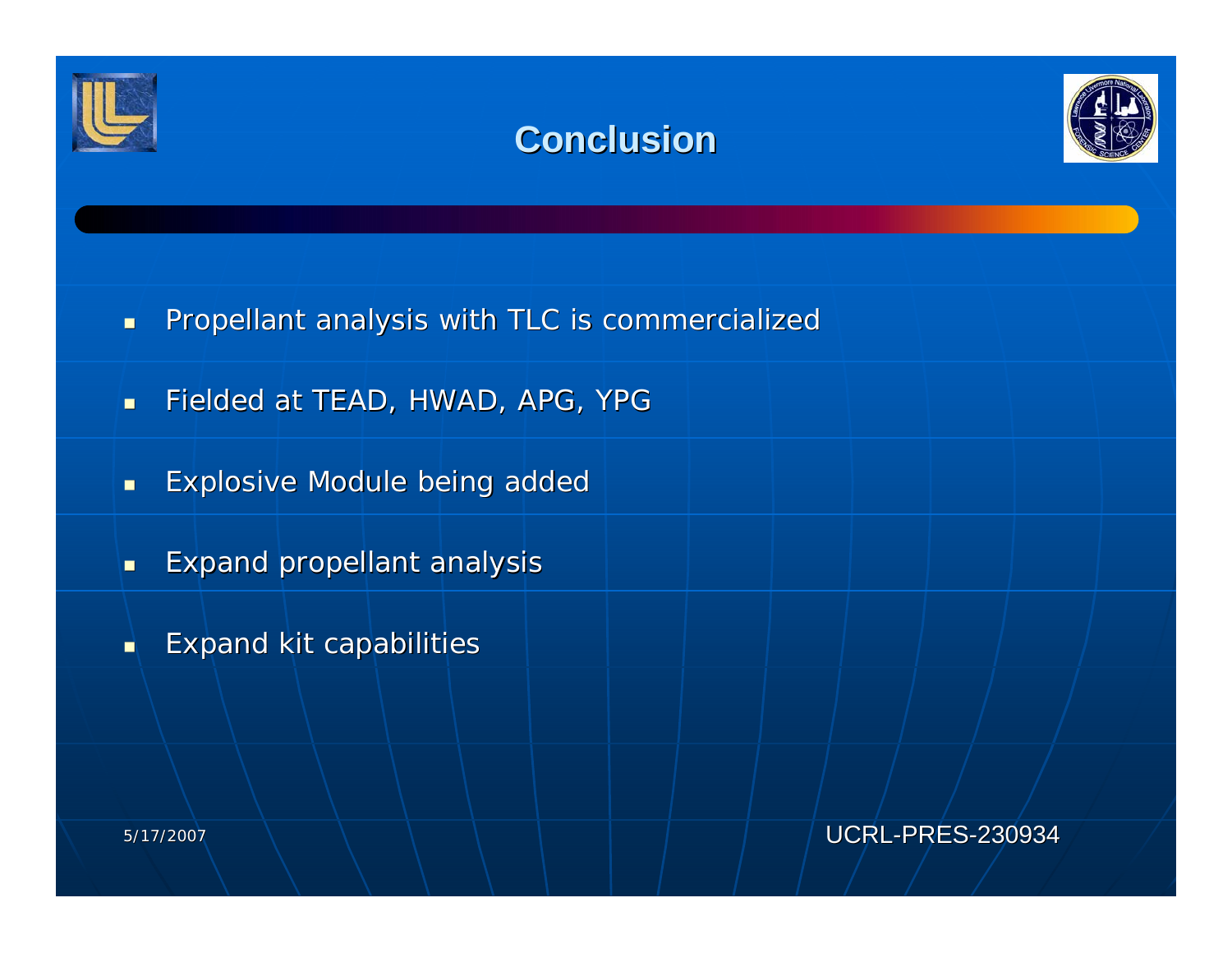# Conclusion

- Propellant analysis with TLC is commercialized
- Fielded at TEAD, HWAD, APG, YPG
- Explosive Module being added
- Expand propellant analysis
- Expand kit capabilities

5/17/2007

UCRL-PRES-230934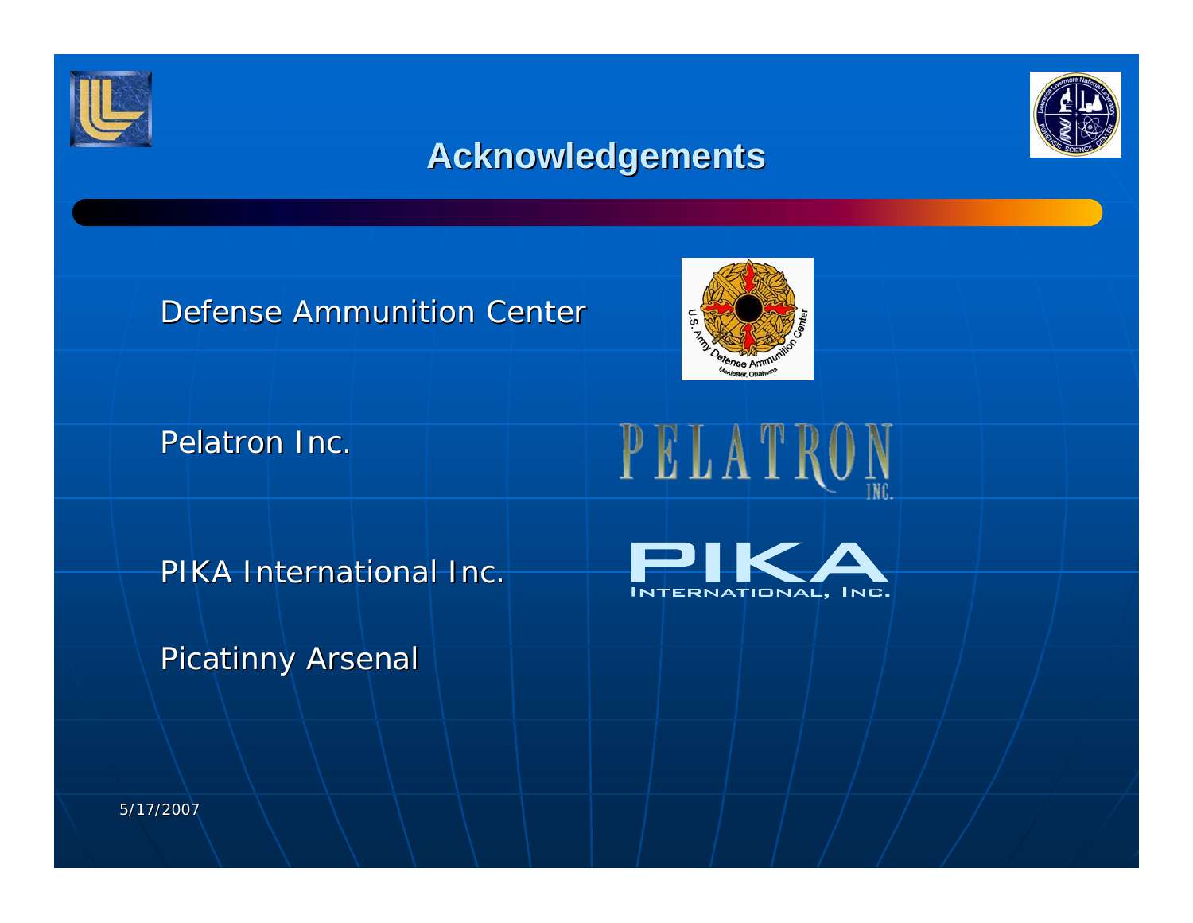## Acknowledgements

Defense Ammunition Center

Pelatron Inc.

PIKA International Inc.

Picatinny Arsenal